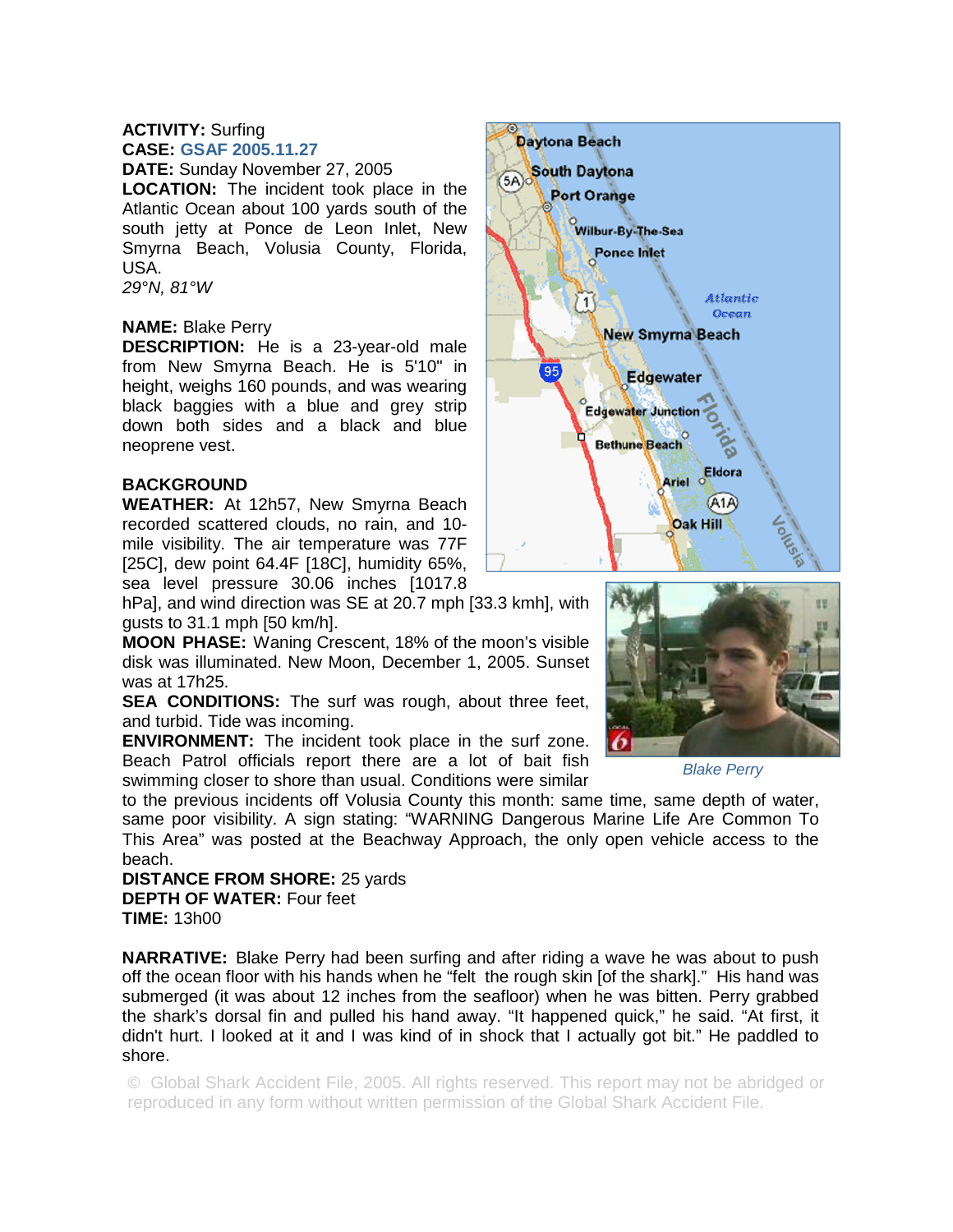**ACTIVITY:** Surfing
**CASE:** GSAF 2005.11.27
**DATE:** Sunday November 27, 2005
**LOCATION:** The incident took place in the Atlantic Ocean about 100 yards south of the south jetty at Ponce de Leon Inlet, New Smyrna Beach, Volusia County, Florida, USA.
*29°N, 81°W*

**NAME:** Blake Perry
**DESCRIPTION:** He is a 23-year-old male from New Smyrna Beach. He is 5'10" in height, weighs 160 pounds, and was wearing black baggies with a blue and grey strip down both sides and a black and blue neoprene vest.

**BACKGROUND**
**WEATHER:** At 12h57, New Smyrna Beach recorded scattered clouds, no rain, and 10-mile visibility. The air temperature was 77F [25C], dew point 64.4F [18C], humidity 65%, sea level pressure 30.06 inches [1017.8 hPa], and wind direction was SE at 20.7 mph [33.3 kmh], with gusts to 31.1 mph [50 km/h].
**MOON PHASE:** Waning Crescent, 18% of the moon's visible disk was illuminated. New Moon, December 1, 2005. Sunset was at 17h25.
**SEA CONDITIONS:** The surf was rough, about three feet, and turbid. Tide was incoming.
**ENVIRONMENT:** The incident took place in the surf zone. Beach Patrol officials report there are a lot of bait fish swimming closer to shore than usual. Conditions were similar to the previous incidents off Volusia County this month: same time, same depth of water, same poor visibility. A sign stating: "WARNING Dangerous Marine Life Are Common To This Area" was posted at the Beachway Approach, the only open vehicle access to the beach.
**DISTANCE FROM SHORE:** 25 yards
**DEPTH OF WATER:** Four feet
**TIME:** 13h00

*Blake Perry*

**NARRATIVE:** Blake Perry had been surfing and after riding a wave he was about to push off the ocean floor with his hands when he "felt the rough skin [of the shark]." His hand was submerged (it was about 12 inches from the seafloor) when he was bitten. Perry grabbed the shark's dorsal fin and pulled his hand away. "It happened quick," he said. "At first, it didn't hurt. I looked at it and I was kind of in shock that I actually got bit." He paddled to shore.

© Global Shark Accident File, 2005. All rights reserved. This report may not be abridged or reproduced in any form without written permission of the Global Shark Accident File.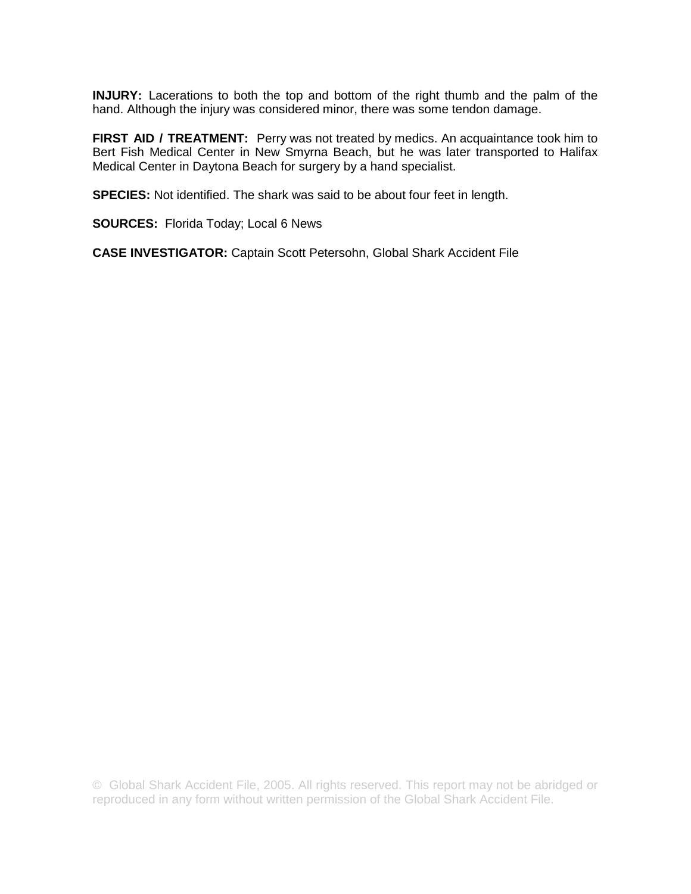**INJURY:** Lacerations to both the top and bottom of the right thumb and the palm of the hand. Although the injury was considered minor, there was some tendon damage.

**FIRST AID / TREATMENT:** Perry was not treated by medics. An acquaintance took him to Bert Fish Medical Center in New Smyrna Beach, but he was later transported to Halifax Medical Center in Daytona Beach for surgery by a hand specialist.

**SPECIES:** Not identified. The shark was said to be about four feet in length.

**SOURCES:** Florida Today; Local 6 News

**CASE INVESTIGATOR:** Captain Scott Petersohn, Global Shark Accident File

© Global Shark Accident File, 2005. All rights reserved. This report may not be abridged or reproduced in any form without written permission of the Global Shark Accident File.